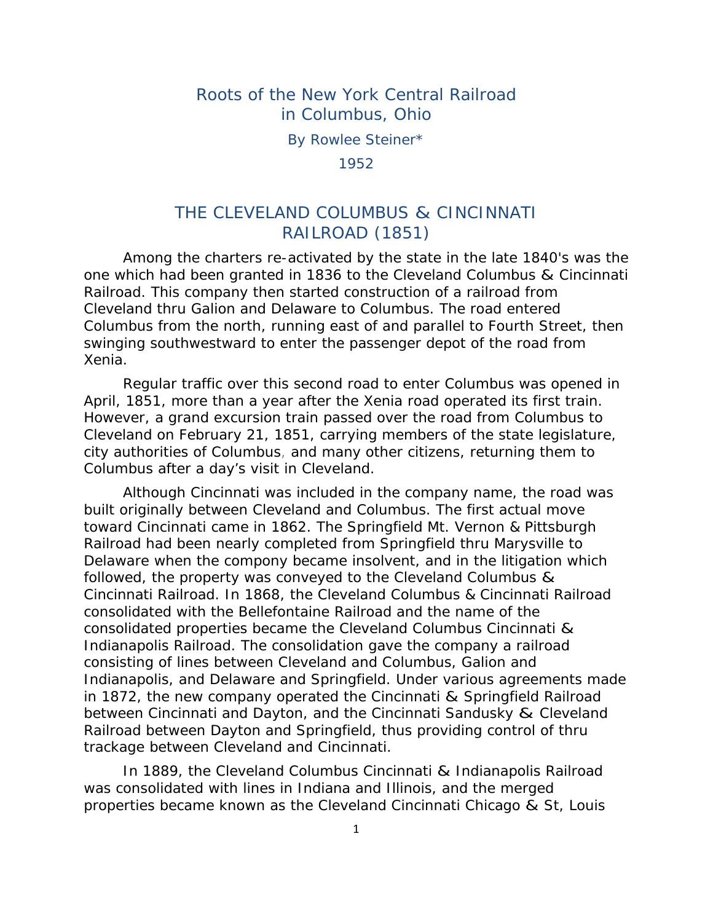# Roots of the New York Central Railroad in Columbus, Ohio

By Rowlee Steiner*

1952

## THE CLEVELAND COLUMBUS & CINCINNATI RAILROAD (1851)

Among the charters re-activated by the state in the late 1840's was the one which had been granted in 1836 to the Cleveland Columbus & Cincinnati Railroad. This company then started construction of a railroad from Cleveland thru Galion and Delaware to Columbus. The road entered Columbus from the north, running east of and parallel to Fourth Street, then swinging southwestward to enter the passenger depot of the road from Xenia.

Regular traffic over this second road to enter Columbus was opened in April, 1851, more than a year after the Xenia road operated its first train. However, a grand excursion train passed over the road from Columbus to Cleveland on February 21, 1851, carrying members of the state legislature, city authorities of Columbus, and many other citizens, returning them to Columbus after a day's visit in Cleveland.

Although Cincinnati was included in the company name, the road was built originally between Cleveland and Columbus. The first actual move toward Cincinnati came in 1862. The Springfield Mt. Vernon & Pittsburgh Railroad had been nearly completed from Springfield thru Marysville to Delaware when the compony became insolvent, and in the litigation which followed, the property was conveyed to the Cleveland Columbus & Cincinnati Railroad. In 1868, the Cleveland Columbus & Cincinnati Railroad consolidated with the Bellefontaine Railroad and the name of the consolidated properties became the Cleveland Columbus Cincinnati & Indianapolis Railroad. The consolidation gave the company a railroad consisting of lines between Cleveland and Columbus, Galion and Indianapolis, and Delaware and Springfield. Under various agreements made in 1872, the new company operated the Cincinnati & Springfield Railroad between Cincinnati and Dayton, and the Cincinnati Sandusky & Cleveland Railroad between Dayton and Springfield, thus providing control of thru trackage between Cleveland and Cincinnati.

In 1889, the Cleveland Columbus Cincinnati & Indianapolis Railroad was consolidated with lines in Indiana and Illinois, and the merged properties became known as the Cleveland Cincinnati Chicago & St, Louis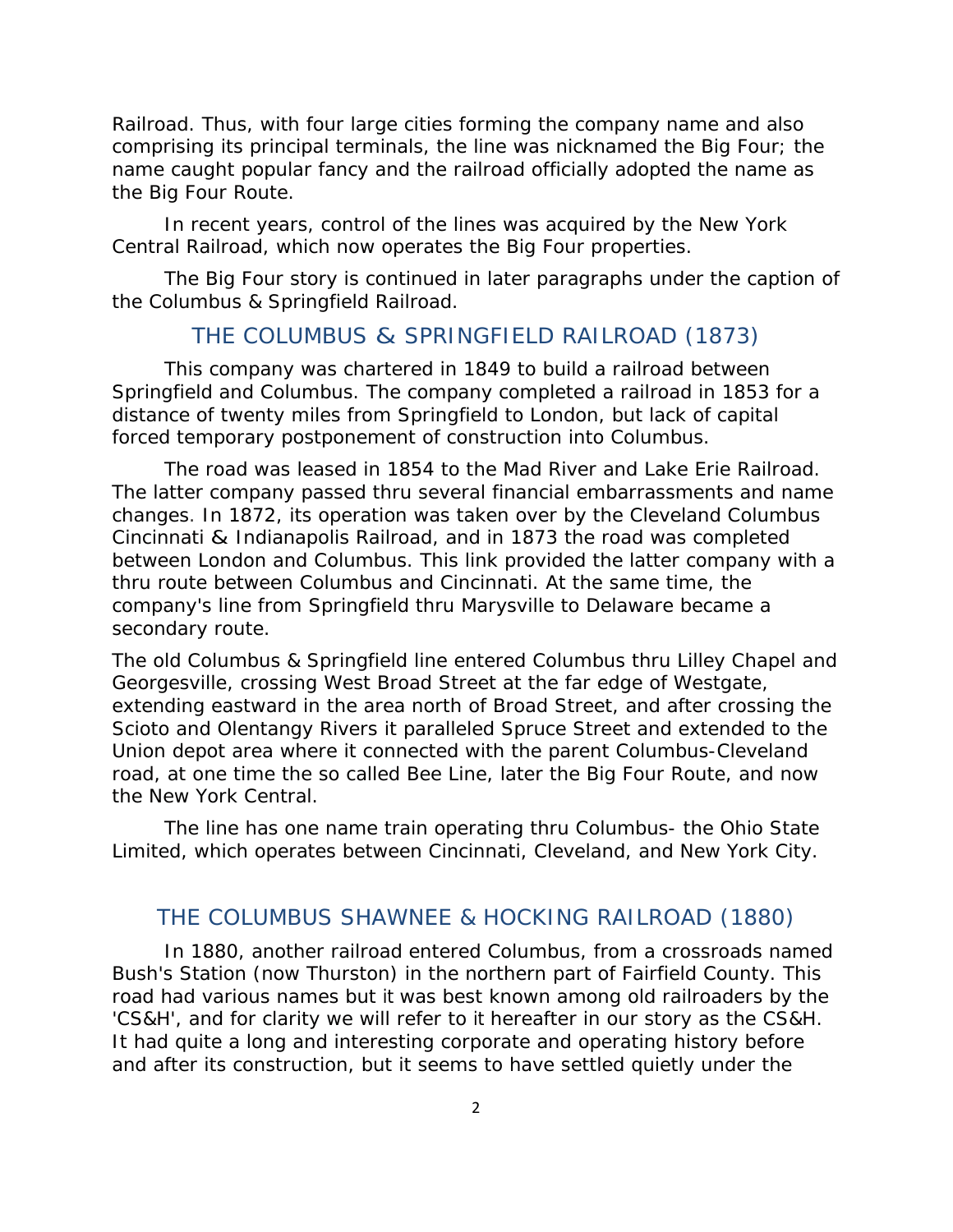Railroad. Thus, with four large cities forming the company name and also comprising its principal terminals, the line was nicknamed the Big Four; the name caught popular fancy and the railroad officially adopted the name as the Big Four Route.

In recent years, control of the lines was acquired by the New York Central Railroad, which now operates the Big Four properties.

The Big Four story is continued in later paragraphs under the caption of the Columbus & Springfield Railroad.

## THE COLUMBUS & SPRINGFIELD RAILROAD (1873)

This company was chartered in 1849 to build a railroad between Springfield and Columbus. The company completed a railroad in 1853 for a distance of twenty miles from Springfield to London, but lack of capital forced temporary postponement of construction into Columbus.

The road was leased in 1854 to the Mad River and Lake Erie Railroad. The latter company passed thru several financial embarrassments and name changes. In 1872, its operation was taken over by the Cleveland Columbus Cincinnati & Indianapolis Railroad, and in 1873 the road was completed between London and Columbus. This link provided the latter company with a thru route between Columbus and Cincinnati. At the same time, the company's line from Springfield thru Marysville to Delaware became a secondary route.

The old Columbus & Springfield line entered Columbus thru Lilley Chapel and Georgesville, crossing West Broad Street at the far edge of Westgate, extending eastward in the area north of Broad Street, and after crossing the Scioto and Olentangy Rivers it paralleled Spruce Street and extended to the Union depot area where it connected with the parent Columbus-Cleveland road, at one time the so called Bee Line, later the Big Four Route, and now the New York Central.

The line has one name train operating thru Columbus- the Ohio State Limited, which operates between Cincinnati, Cleveland, and New York City.

## THE COLUMBUS SHAWNEE & HOCKING RAILROAD (1880)

In 1880, another railroad entered Columbus, from a crossroads named Bush's Station (now Thurston) in the northern part of Fairfield County. This road had various names but it was best known among old railroaders by the 'CS&H', and for clarity we will refer to it hereafter in our story as the CS&H. It had quite a long and interesting corporate and operating history before and after its construction, but it seems to have settled quietly under the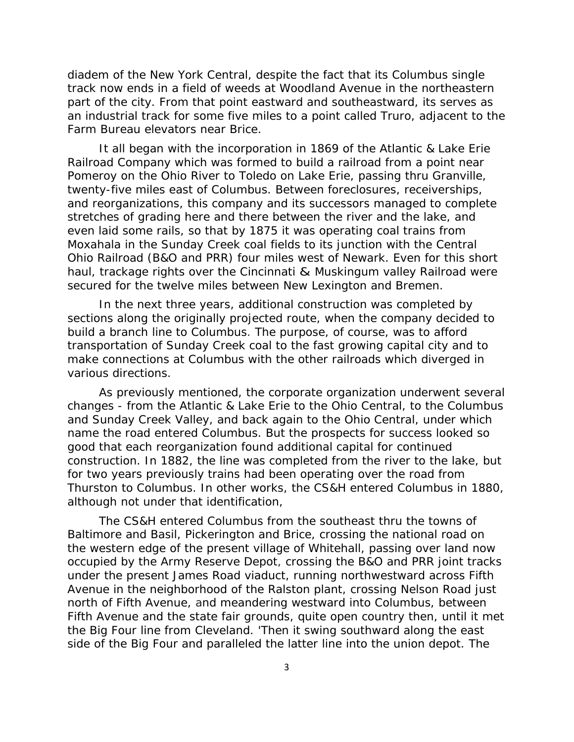diadem of the New York Central, despite the fact that its Columbus single track now ends in a field of weeds at Woodland Avenue in the northeastern part of the city. From that point eastward and southeastward, its serves as an industrial track for some five miles to a point called Truro, adjacent to the Farm Bureau elevators near Brice.

It all began with the incorporation in 1869 of the Atlantic & Lake Erie Railroad Company which was formed to build a railroad from a point near Pomeroy on the Ohio River to Toledo on Lake Erie, passing thru Granville, twenty-five miles east of Columbus. Between foreclosures, receiverships, and reorganizations, this company and its successors managed to complete stretches of grading here and there between the river and the lake, and even laid some rails, so that by 1875 it was operating coal trains from Moxahala in the Sunday Creek coal fields to its junction with the Central Ohio Railroad (B&O and PRR) four miles west of Newark. Even for this short haul, trackage rights over the Cincinnati & Muskingum valley Railroad were secured for the twelve miles between New Lexington and Bremen.

In the next three years, additional construction was completed by sections along the originally projected route, when the company decided to build a branch line to Columbus. The purpose, of course, was to afford transportation of Sunday Creek coal to the fast growing capital city and to make connections at Columbus with the other railroads which diverged in various directions.

As previously mentioned, the corporate organization underwent several changes - from the Atlantic & Lake Erie to the Ohio Central, to the Columbus and Sunday Creek Valley, and back again to the Ohio Central, under which name the road entered Columbus. But the prospects for success looked so good that each reorganization found additional capital for continued construction. In 1882, the line was completed from the river to the lake, but for two years previously trains had been operating over the road from Thurston to Columbus. In other works, the CS&H entered Columbus in 1880, although not under that identification,

The CS&H entered Columbus from the southeast thru the towns of Baltimore and Basil, Pickerington and Brice, crossing the national road on the western edge of the present village of Whitehall, passing over land now occupied by the Army Reserve Depot, crossing the B&O and PRR joint tracks under the present James Road viaduct, running northwestward across Fifth Avenue in the neighborhood of the Ralston plant, crossing Nelson Road just north of Fifth Avenue, and meandering westward into Columbus, between Fifth Avenue and the state fair grounds, quite open country then, until it met the Big Four line from Cleveland. 'Then it swing southward along the east side of the Big Four and paralleled the latter line into the union depot. The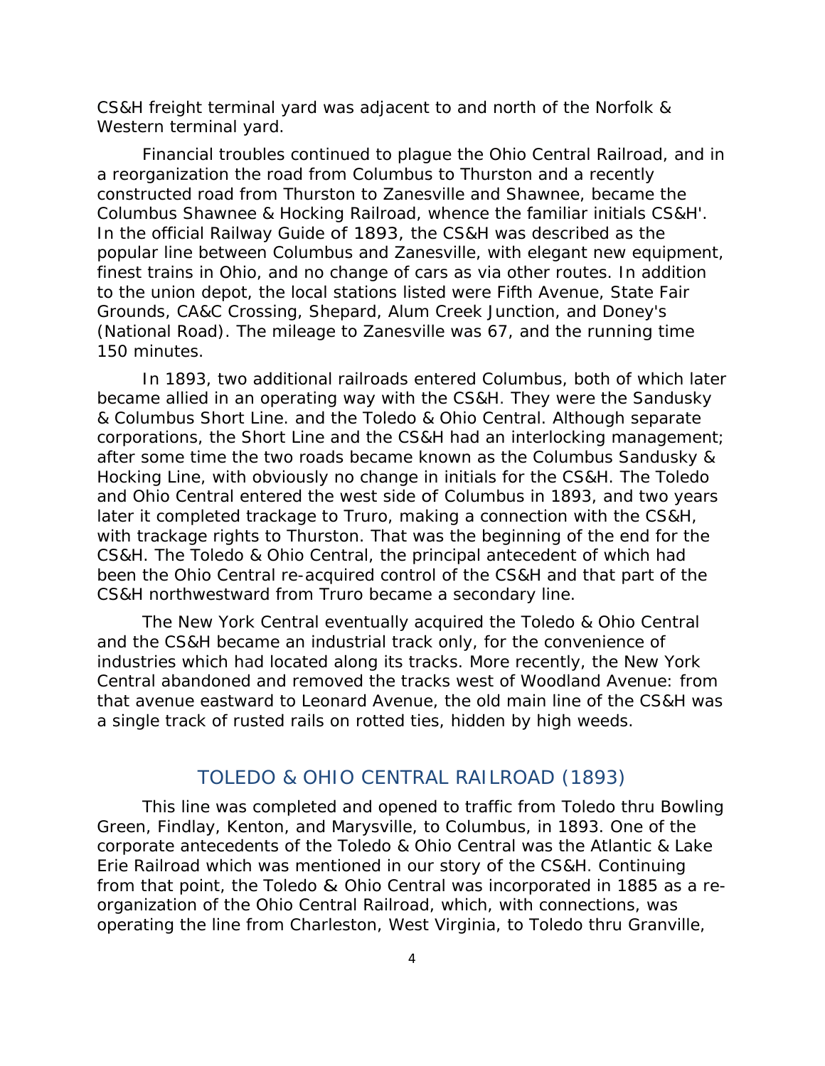CS&H freight terminal yard was adjacent to and north of the Norfolk & Western terminal yard.

Financial troubles continued to plague the Ohio Central Railroad, and in a reorganization the road from Columbus to Thurston and a recently constructed road from Thurston to Zanesville and Shawnee, became the Columbus Shawnee & Hocking Railroad, whence the familiar initials CS&H'. In the official Railway Guide of 1893, the CS&H was described as the popular line between Columbus and Zanesville, with elegant new equipment, finest trains in Ohio, and no change of cars as via other routes. In addition to the union depot, the local stations listed were Fifth Avenue, State Fair Grounds, CA&C Crossing, Shepard, Alum Creek Junction, and Doney's (National Road). The mileage to Zanesville was 67, and the running time 150 minutes.

In 1893, two additional railroads entered Columbus, both of which later became allied in an operating way with the CS&H. They were the Sandusky & Columbus Short Line. and the Toledo & Ohio Central. Although separate corporations, the Short Line and the CS&H had an interlocking management; after some time the two roads became known as the Columbus Sandusky & Hocking Line, with obviously no change in initials for the CS&H. The Toledo and Ohio Central entered the west side of Columbus in 1893, and two years later it completed trackage to Truro, making a connection with the CS&H, with trackage rights to Thurston. That was the beginning of the end for the CS&H. The Toledo & Ohio Central, the principal antecedent of which had been the Ohio Central re-acquired control of the CS&H and that part of the CS&H northwestward from Truro became a secondary line.

The New York Central eventually acquired the Toledo & Ohio Central and the CS&H became an industrial track only, for the convenience of industries which had located along its tracks. More recently, the New York Central abandoned and removed the tracks west of Woodland Avenue: from that avenue eastward to Leonard Avenue, the old main line of the CS&H was a single track of rusted rails on rotted ties, hidden by high weeds.

## TOLEDO & OHIO CENTRAL RAILROAD (1893)

This line was completed and opened to traffic from Toledo thru Bowling Green, Findlay, Kenton, and Marysville, to Columbus, in 1893. One of the corporate antecedents of the Toledo & Ohio Central was the Atlantic & Lake Erie Railroad which was mentioned in our story of the CS&H. Continuing from that point, the Toledo & Ohio Central was incorporated in 1885 as a re-organization of the Ohio Central Railroad, which, with connections, was operating the line from Charleston, West Virginia, to Toledo thru Granville,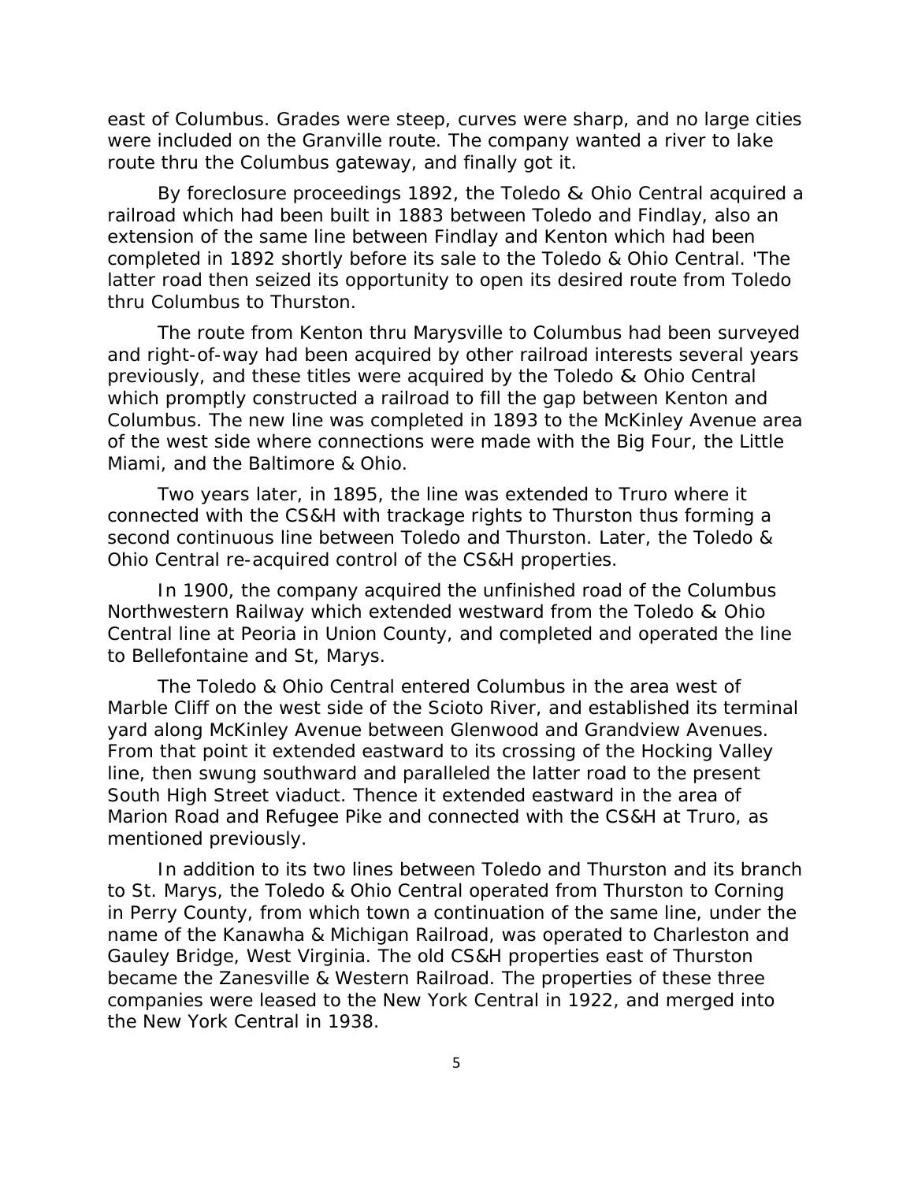east of Columbus. Grades were steep, curves were sharp, and no large cities were included on the Granville route. The company wanted a river to lake route thru the Columbus gateway, and finally got it.

By foreclosure proceedings 1892, the Toledo & Ohio Central acquired a railroad which had been built in 1883 between Toledo and Findlay, also an extension of the same line between Findlay and Kenton which had been completed in 1892 shortly before its sale to the Toledo & Ohio Central. 'The latter road then seized its opportunity to open its desired route from Toledo thru Columbus to Thurston.

The route from Kenton thru Marysville to Columbus had been surveyed and right-of-way had been acquired by other railroad interests several years previously, and these titles were acquired by the Toledo & Ohio Central which promptly constructed a railroad to fill the gap between Kenton and Columbus. The new line was completed in 1893 to the McKinley Avenue area of the west side where connections were made with the Big Four, the Little Miami, and the Baltimore & Ohio.

Two years later, in 1895, the line was extended to Truro where it connected with the CS&H with trackage rights to Thurston thus forming a second continuous line between Toledo and Thurston. Later, the Toledo & Ohio Central re-acquired control of the CS&H properties.

In 1900, the company acquired the unfinished road of the Columbus Northwestern Railway which extended westward from the Toledo & Ohio Central line at Peoria in Union County, and completed and operated the line to Bellefontaine and St, Marys.

The Toledo & Ohio Central entered Columbus in the area west of Marble Cliff on the west side of the Scioto River, and established its terminal yard along McKinley Avenue between Glenwood and Grandview Avenues. From that point it extended eastward to its crossing of the Hocking Valley line, then swung southward and paralleled the latter road to the present South High Street viaduct. Thence it extended eastward in the area of Marion Road and Refugee Pike and connected with the CS&H at Truro, as mentioned previously.

In addition to its two lines between Toledo and Thurston and its branch to St. Marys, the Toledo & Ohio Central operated from Thurston to Corning in Perry County, from which town a continuation of the same line, under the name of the Kanawha & Michigan Railroad, was operated to Charleston and Gauley Bridge, West Virginia. The old CS&H properties east of Thurston became the Zanesville & Western Railroad. The properties of these three companies were leased to the New York Central in 1922, and merged into the New York Central in 1938.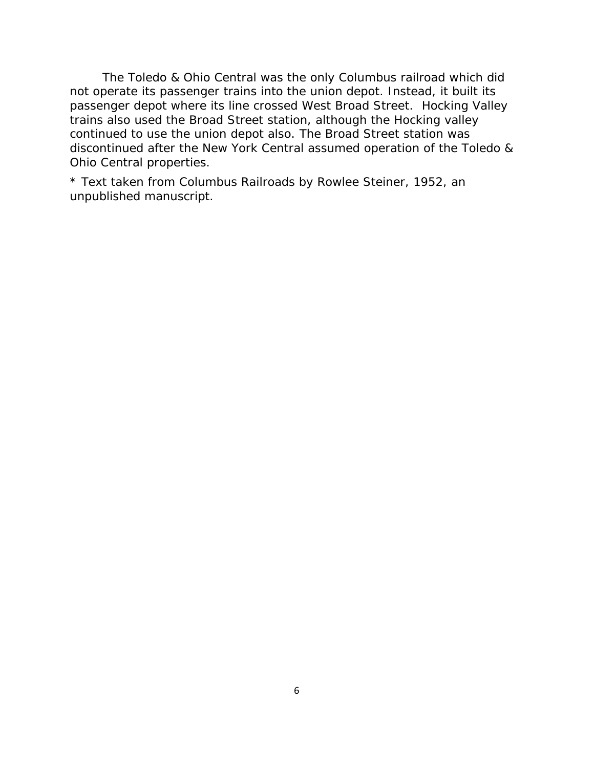The Toledo & Ohio Central was the only Columbus railroad which did not operate its passenger trains into the union depot. Instead, it built its passenger depot where its line crossed West Broad Street. Hocking Valley trains also used the Broad Street station, although the Hocking valley continued to use the union depot also. The Broad Street station was discontinued after the New York Central assumed operation of the Toledo & Ohio Central properties.

* Text taken from Columbus Railroads by Rowlee Steiner, 1952, an unpublished manuscript.